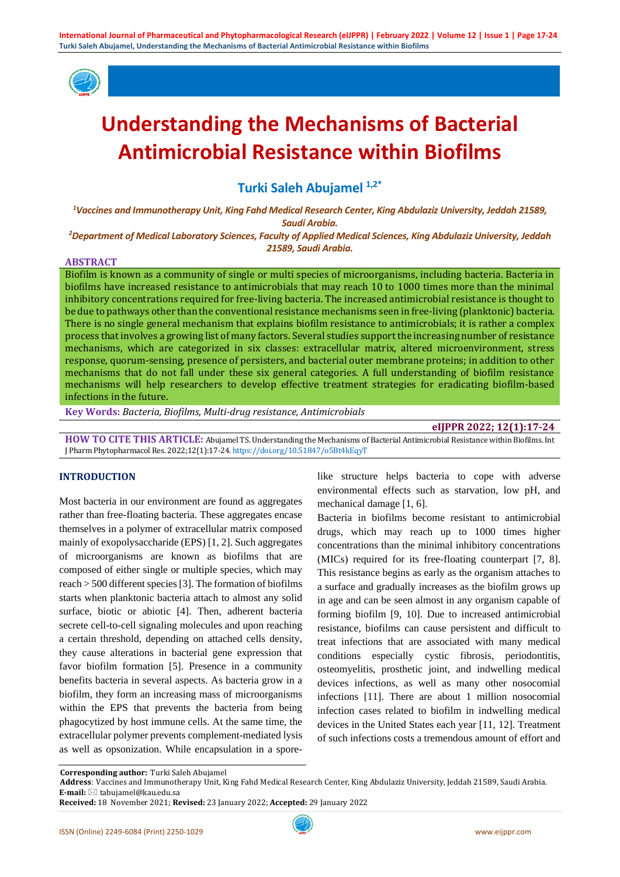# Understanding the Mechanisms of Bacterial Antimicrobial Resistance within Biofilms

**Turki Saleh Abujamel [1,2*]**

*[1]Vaccines and Immunotherapy Unit, King Fahd Medical Research Center, King Abdulaziz University, Jeddah 21589, Saudi Arabia.*

*[2]Department of Medical Laboratory Sciences, Faculty of Applied Medical Sciences, King Abdulaziz University, Jeddah 21589, Saudi Arabia.*

## ABSTRACT

Biofilm is known as a community of single or multi species of microorganisms, including bacteria. Bacteria in biofilms have increased resistance to antimicrobials that may reach 10 to 1000 times more than the minimal inhibitory concentrations required for free-living bacteria. The increased antimicrobial resistance is thought to be due to pathways other than the conventional resistance mechanisms seen in free-living (planktonic) bacteria. There is no single general mechanism that explains biofilm resistance to antimicrobials; it is rather a complex process that involves a growing list of many factors. Several studies support the increasing number of resistance mechanisms, which are categorized in six classes: extracellular matrix, altered microenvironment, stress response, quorum-sensing, presence of persisters, and bacterial outer membrane proteins; in addition to other mechanisms that do not fall under these six general categories. A full understanding of biofilm resistance mechanisms will help researchers to develop effective treatment strategies for eradicating biofilm-based infections in the future.

**Key Words:** *Bacteria, Biofilms, Multi-drug resistance, Antimicrobials*

**eIJPPR 2022; 12(1):17-24**

**HOW TO CITE THIS ARTICLE:** Abujamel TS. Understanding the Mechanisms of Bacterial Antimicrobial Resistance within Biofilms. Int J Pharm Phytopharmacol Res. 2022;12(1):17-24. https://doi.org/10.51847/o5Bt4kEqyT

## INTRODUCTION

Most bacteria in our environment are found as aggregates rather than free-floating bacteria. These aggregates encase themselves in a polymer of extracellular matrix composed mainly of exopolysaccharide (EPS) [1, 2]. Such aggregates of microorganisms are known as biofilms that are composed of either single or multiple species, which may reach > 500 different species [3]. The formation of biofilms starts when planktonic bacteria attach to almost any solid surface, biotic or abiotic [4]. Then, adherent bacteria secrete cell-to-cell signaling molecules and upon reaching a certain threshold, depending on attached cells density, they cause alterations in bacterial gene expression that favor biofilm formation [5]. Presence in a community benefits bacteria in several aspects. As bacteria grow in a biofilm, they form an increasing mass of microorganisms within the EPS that prevents the bacteria from being phagocytized by host immune cells. At the same time, the extracellular polymer prevents complement-mediated lysis as well as opsonization. While encapsulation in a spore-like structure helps bacteria to cope with adverse environmental effects such as starvation, low pH, and mechanical damage [1, 6].

Bacteria in biofilms become resistant to antimicrobial drugs, which may reach up to 1000 times higher concentrations than the minimal inhibitory concentrations (MICs) required for its free-floating counterpart [7, 8]. This resistance begins as early as the organism attaches to a surface and gradually increases as the biofilm grows up in age and can be seen almost in any organism capable of forming biofilm [9, 10]. Due to increased antimicrobial resistance, biofilms can cause persistent and difficult to treat infections that are associated with many medical conditions especially cystic fibrosis, periodontitis, osteomyelitis, prosthetic joint, and indwelling medical devices infections, as well as many other nosocomial infections [11]. There are about 1 million nosocomial infection cases related to biofilm in indwelling medical devices in the United States each year [11, 12]. Treatment of such infections costs a tremendous amount of effort and

---

**Corresponding author:** Turki Saleh Abujamel

**Address**: Vaccines and Immunotherapy Unit, King Fahd Medical Research Center, King Abdulaziz University, Jeddah 21589, Saudi Arabia.

**E-mail:** ✉ tabujamel@kau.edu.sa

**Received:** 18 November 2021; **Revised:** 23 January 2022; **Accepted:** 29 January 2022

ISSN (Online) 2249-6084 (Print) 2250-1029 www.eijppr.com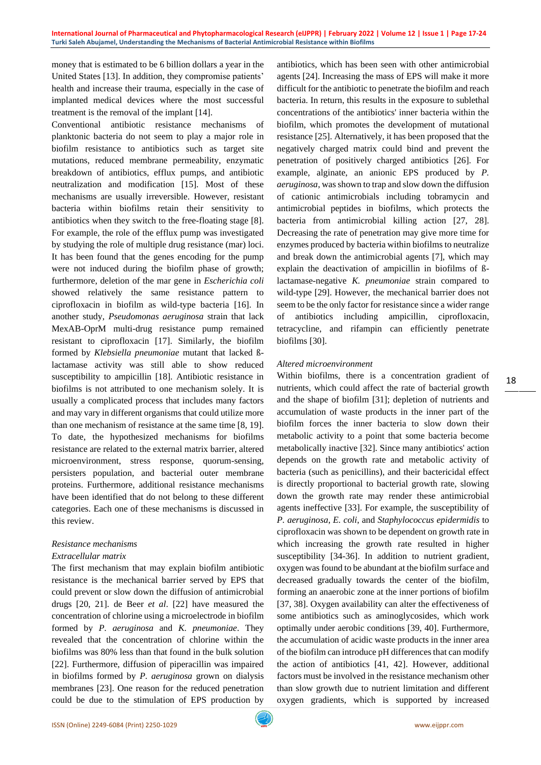money that is estimated to be 6 billion dollars a year in the United States [13]. In addition, they compromise patients' health and increase their trauma, especially in the case of implanted medical devices where the most successful treatment is the removal of the implant [14].

Conventional antibiotic resistance mechanisms of planktonic bacteria do not seem to play a major role in biofilm resistance to antibiotics such as target site mutations, reduced membrane permeability, enzymatic breakdown of antibiotics, efflux pumps, and antibiotic neutralization and modification [15]. Most of these mechanisms are usually irreversible. However, resistant bacteria within biofilms retain their sensitivity to antibiotics when they switch to the free-floating stage [8]. For example, the role of the efflux pump was investigated by studying the role of multiple drug resistance (mar) loci. It has been found that the genes encoding for the pump were not induced during the biofilm phase of growth; furthermore, deletion of the mar gene in *Escherichia coli* showed relatively the same resistance pattern to ciprofloxacin in biofilm as wild-type bacteria [16]. In another study, *Pseudomonas aeruginosa* strain that lack MexAB-OprM multi-drug resistance pump remained resistant to ciprofloxacin [17]. Similarly, the biofilm formed by *Klebsiella pneumoniae* mutant that lacked ß-lactamase activity was still able to show reduced susceptibility to ampicillin [18]. Antibiotic resistance in biofilms is not attributed to one mechanism solely. It is usually a complicated process that includes many factors and may vary in different organisms that could utilize more than one mechanism of resistance at the same time [8, 19]. To date, the hypothesized mechanisms for biofilms resistance are related to the external matrix barrier, altered microenvironment, stress response, quorum-sensing, persisters population, and bacterial outer membrane proteins. Furthermore, additional resistance mechanisms have been identified that do not belong to these different categories. Each one of these mechanisms is discussed in this review.

*Resistance mechanisms*

*Extracellular matrix*

The first mechanism that may explain biofilm antibiotic resistance is the mechanical barrier served by EPS that could prevent or slow down the diffusion of antimicrobial drugs [20, 21]. de Beer *et al*. [22] have measured the concentration of chlorine using a microelectrode in biofilm formed by *P. aeruginosa* and *K. pneumoniae*. They revealed that the concentration of chlorine within the biofilms was 80% less than that found in the bulk solution [22]. Furthermore, diffusion of piperacillin was impaired in biofilms formed by *P. aeruginosa* grown on dialysis membranes [23]. One reason for the reduced penetration could be due to the stimulation of EPS production by antibiotics, which has been seen with other antimicrobial agents [24]. Increasing the mass of EPS will make it more difficult for the antibiotic to penetrate the biofilm and reach bacteria. In return, this results in the exposure to sublethal concentrations of the antibiotics' inner bacteria within the biofilm, which promotes the development of mutational resistance [25]. Alternatively, it has been proposed that the negatively charged matrix could bind and prevent the penetration of positively charged antibiotics [26]. For example, alginate, an anionic EPS produced by *P. aeruginosa*, was shown to trap and slow down the diffusion of cationic antimicrobials including tobramycin and antimicrobial peptides in biofilms, which protects the bacteria from antimicrobial killing action [27, 28]. Decreasing the rate of penetration may give more time for enzymes produced by bacteria within biofilms to neutralize and break down the antimicrobial agents [7], which may explain the deactivation of ampicillin in biofilms of ß-lactamase-negative *K. pneumoniae* strain compared to wild-type [29]. However, the mechanical barrier does not seem to be the only factor for resistance since a wider range of antibiotics including ampicillin, ciprofloxacin, tetracycline, and rifampin can efficiently penetrate biofilms [30].

*Altered microenvironment*

Within biofilms, there is a concentration gradient of nutrients, which could affect the rate of bacterial growth and the shape of biofilm [31]; depletion of nutrients and accumulation of waste products in the inner part of the biofilm forces the inner bacteria to slow down their metabolic activity to a point that some bacteria become metabolically inactive [32]. Since many antibiotics' action depends on the growth rate and metabolic activity of bacteria (such as bacteriostatic antibiotics), and their bactericidal effect is directly proportional to bacterial growth rate, slowing down the growth rate may render these antimicrobial agents ineffective [33]. For example, the susceptibility of *P. aeruginosa*, *E. coli*, and *Staphylococcus epidermidis* to ciprofloxacin was shown to be dependent on growth rate in which increasing the growth rate resulted in higher susceptibility [34-36]. In addition to nutrient gradient, oxygen was found to be abundant at the biofilm surface and decreased gradually towards the center of the biofilm, forming an anaerobic zone at the inner portions of biofilm [37, 38]. Oxygen availability can alter the effectiveness of some antibiotics such as aminoglycosides, which work optimally under aerobic conditions [39, 40]. Furthermore, the accumulation of acidic waste products in the inner area of the biofilm can introduce pH differences that can modify the action of antibiotics [41, 42]. However, additional factors must be involved in the resistance mechanism other than slow growth due to nutrient limitation and different oxygen gradients, which is supported by increased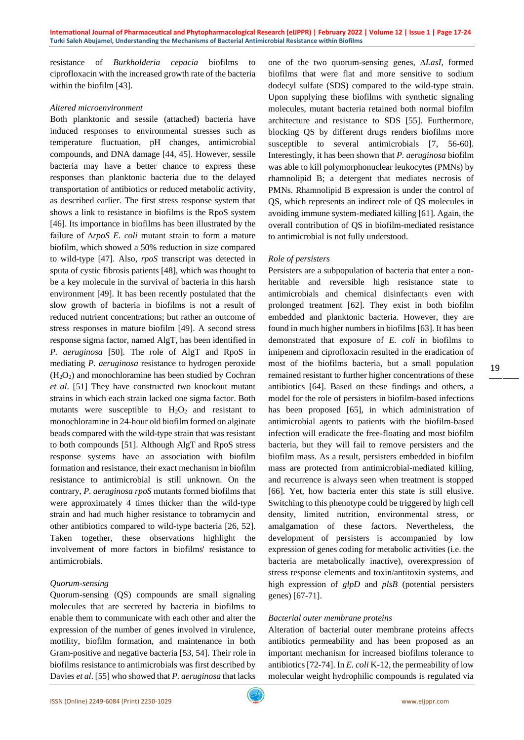resistance of *Burkholderia cepacia* biofilms to ciprofloxacin with the increased growth rate of the bacteria within the biofilm [43].

### *Altered microenvironment*

Both planktonic and sessile (attached) bacteria have induced responses to environmental stresses such as temperature fluctuation, pH changes, antimicrobial compounds, and DNA damage [44, 45]. However, sessile bacteria may have a better chance to express these responses than planktonic bacteria due to the delayed transportation of antibiotics or reduced metabolic activity, as described earlier. The first stress response system that shows a link to resistance in biofilms is the RpoS system [46]. Its importance in biofilms has been illustrated by the failure of Δ*rpoS E. coli* mutant strain to form a mature biofilm, which showed a 50% reduction in size compared to wild-type [47]. Also, *rpoS* transcript was detected in sputa of cystic fibrosis patients [48], which was thought to be a key molecule in the survival of bacteria in this harsh environment [49]. It has been recently postulated that the slow growth of bacteria in biofilms is not a result of reduced nutrient concentrations; but rather an outcome of stress responses in mature biofilm [49]. A second stress response sigma factor, named AlgT, has been identified in *P. aeruginosa* [50]. The role of AlgT and RpoS in mediating *P. aeruginosa* resistance to hydrogen peroxide ($H_2O_2$) and monochloramine has been studied by Cochran *et al*. [51] They have constructed two knockout mutant strains in which each strain lacked one sigma factor. Both mutants were susceptible to $H_2O_2$ and resistant to monochloramine in 24-hour old biofilm formed on alginate beads compared with the wild-type strain that was resistant to both compounds [51]. Although AlgT and RpoS stress response systems have an association with biofilm formation and resistance, their exact mechanism in biofilm resistance to antimicrobial is still unknown. On the contrary, *P. aeruginosa rpoS* mutants formed biofilms that were approximately 4 times thicker than the wild-type strain and had much higher resistance to tobramycin and other antibiotics compared to wild-type bacteria [26, 52]. Taken together, these observations highlight the involvement of more factors in biofilms' resistance to antimicrobials.

### *Quorum-sensing*

Quorum-sensing (QS) compounds are small signaling molecules that are secreted by bacteria in biofilms to enable them to communicate with each other and alter the expression of the number of genes involved in virulence, motility, biofilm formation, and maintenance in both Gram-positive and negative bacteria [53, 54]. Their role in biofilms resistance to antimicrobials was first described by Davies *et al*. [55] who showed that *P. aeruginosa* that lacks one of the two quorum-sensing genes, Δ*LasI*, formed biofilms that were flat and more sensitive to sodium dodecyl sulfate (SDS) compared to the wild-type strain. Upon supplying these biofilms with synthetic signaling molecules, mutant bacteria retained both normal biofilm architecture and resistance to SDS [55]. Furthermore, blocking QS by different drugs renders biofilms more susceptible to several antimicrobials [7, 56-60]. Interestingly, it has been shown that *P. aeruginosa* biofilm was able to kill polymorphonuclear leukocytes (PMNs) by rhamnolipid B; a detergent that mediates necrosis of PMNs. Rhamnolipid B expression is under the control of QS, which represents an indirect role of QS molecules in avoiding immune system-mediated killing [61]. Again, the overall contribution of QS in biofilm-mediated resistance to antimicrobial is not fully understood.

### *Role of persisters*

Persisters are a subpopulation of bacteria that enter a non-heritable and reversible high resistance state to antimicrobials and chemical disinfectants even with prolonged treatment [62]. They exist in both biofilm embedded and planktonic bacteria. However, they are found in much higher numbers in biofilms [63]. It has been demonstrated that exposure of *E. coli* in biofilms to imipenem and ciprofloxacin resulted in the eradication of most of the biofilms bacteria, but a small population remained resistant to further higher concentrations of these antibiotics [64]. Based on these findings and others, a model for the role of persisters in biofilm-based infections has been proposed [65], in which administration of antimicrobial agents to patients with the biofilm-based infection will eradicate the free-floating and most biofilm bacteria, but they will fail to remove persisters and the biofilm mass. As a result, persisters embedded in biofilm mass are protected from antimicrobial-mediated killing, and recurrence is always seen when treatment is stopped [66]. Yet, how bacteria enter this state is still elusive. Switching to this phenotype could be triggered by high cell density, limited nutrition, environmental stress, or amalgamation of these factors. Nevertheless, the development of persisters is accompanied by low expression of genes coding for metabolic activities (i.e. the bacteria are metabolically inactive), overexpression of stress response elements and toxin/antitoxin systems, and high expression of *glpD* and *plsB* (potential persisters genes) [67-71].

### *Bacterial outer membrane proteins*

Alteration of bacterial outer membrane proteins affects antibiotics permeability and has been proposed as an important mechanism for increased biofilms tolerance to antibiotics [72-74]. In *E. coli* K-12, the permeability of low molecular weight hydrophilic compounds is regulated via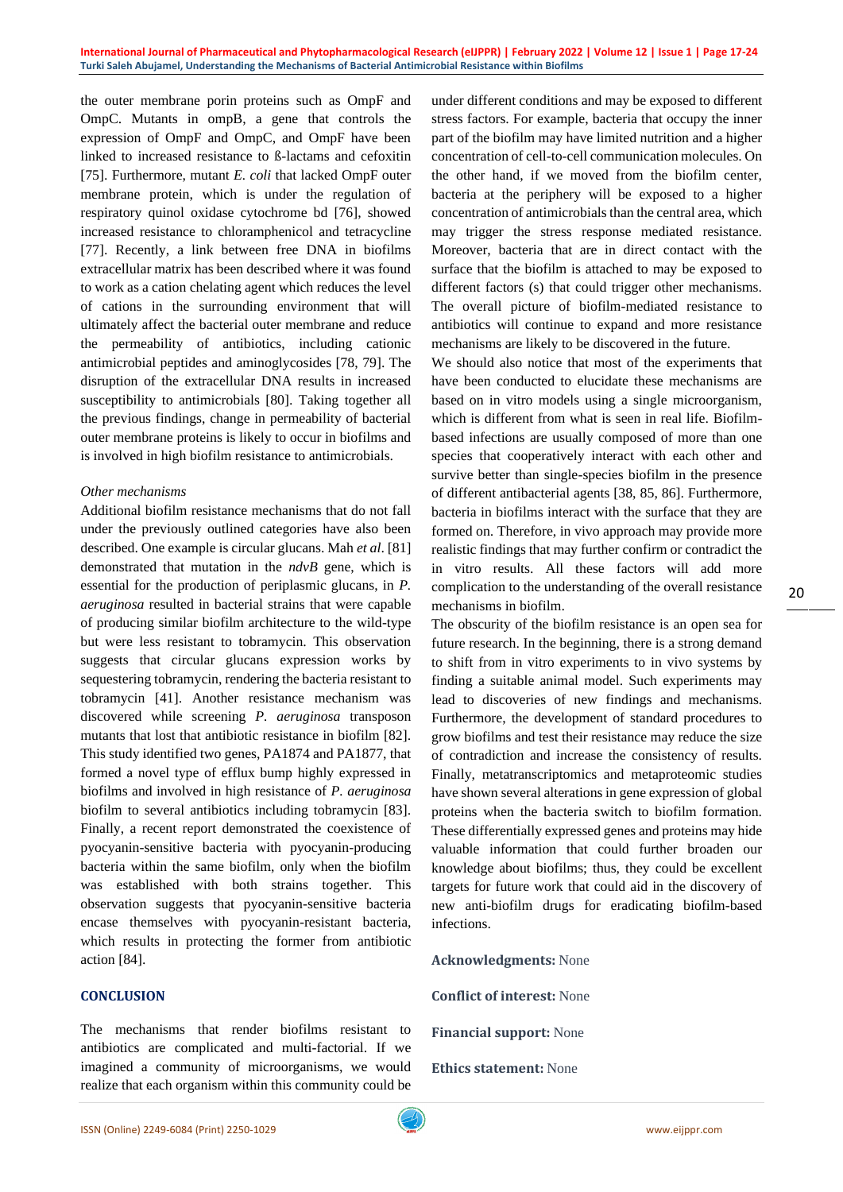the outer membrane porin proteins such as OmpF and OmpC. Mutants in ompB, a gene that controls the expression of OmpF and OmpC, and OmpF have been linked to increased resistance to ß-lactams and cefoxitin [75]. Furthermore, mutant *E. coli* that lacked OmpF outer membrane protein, which is under the regulation of respiratory quinol oxidase cytochrome bd [76], showed increased resistance to chloramphenicol and tetracycline [77]. Recently, a link between free DNA in biofilms extracellular matrix has been described where it was found to work as a cation chelating agent which reduces the level of cations in the surrounding environment that will ultimately affect the bacterial outer membrane and reduce the permeability of antibiotics, including cationic antimicrobial peptides and aminoglycosides [78, 79]. The disruption of the extracellular DNA results in increased susceptibility to antimicrobials [80]. Taking together all the previous findings, change in permeability of bacterial outer membrane proteins is likely to occur in biofilms and is involved in high biofilm resistance to antimicrobials.

*Other mechanisms*

Additional biofilm resistance mechanisms that do not fall under the previously outlined categories have also been described. One example is circular glucans. Mah *et al*. [81] demonstrated that mutation in the *ndvB* gene, which is essential for the production of periplasmic glucans, in *P. aeruginosa* resulted in bacterial strains that were capable of producing similar biofilm architecture to the wild-type but were less resistant to tobramycin. This observation suggests that circular glucans expression works by sequestering tobramycin, rendering the bacteria resistant to tobramycin [41]. Another resistance mechanism was discovered while screening *P. aeruginosa* transposon mutants that lost that antibiotic resistance in biofilm [82]. This study identified two genes, PA1874 and PA1877, that formed a novel type of efflux bump highly expressed in biofilms and involved in high resistance of *P. aeruginosa* biofilm to several antibiotics including tobramycin [83]. Finally, a recent report demonstrated the coexistence of pyocyanin-sensitive bacteria with pyocyanin-producing bacteria within the same biofilm, only when the biofilm was established with both strains together. This observation suggests that pyocyanin-sensitive bacteria encase themselves with pyocyanin-resistant bacteria, which results in protecting the former from antibiotic action [84].

## CONCLUSION

The mechanisms that render biofilms resistant to antibiotics are complicated and multi-factorial. If we imagined a community of microorganisms, we would realize that each organism within this community could be under different conditions and may be exposed to different stress factors. For example, bacteria that occupy the inner part of the biofilm may have limited nutrition and a higher concentration of cell-to-cell communication molecules. On the other hand, if we moved from the biofilm center, bacteria at the periphery will be exposed to a higher concentration of antimicrobials than the central area, which may trigger the stress response mediated resistance. Moreover, bacteria that are in direct contact with the surface that the biofilm is attached to may be exposed to different factors (s) that could trigger other mechanisms. The overall picture of biofilm-mediated resistance to antibiotics will continue to expand and more resistance mechanisms are likely to be discovered in the future.

We should also notice that most of the experiments that have been conducted to elucidate these mechanisms are based on in vitro models using a single microorganism, which is different from what is seen in real life. Biofilm-based infections are usually composed of more than one species that cooperatively interact with each other and survive better than single-species biofilm in the presence of different antibacterial agents [38, 85, 86]. Furthermore, bacteria in biofilms interact with the surface that they are formed on. Therefore, in vivo approach may provide more realistic findings that may further confirm or contradict the in vitro results. All these factors will add more complication to the understanding of the overall resistance mechanisms in biofilm.

The obscurity of the biofilm resistance is an open sea for future research. In the beginning, there is a strong demand to shift from in vitro experiments to in vivo systems by finding a suitable animal model. Such experiments may lead to discoveries of new findings and mechanisms. Furthermore, the development of standard procedures to grow biofilms and test their resistance may reduce the size of contradiction and increase the consistency of results. Finally, metatranscriptomics and metaproteomic studies have shown several alterations in gene expression of global proteins when the bacteria switch to biofilm formation. These differentially expressed genes and proteins may hide valuable information that could further broaden our knowledge about biofilms; thus, they could be excellent targets for future work that could aid in the discovery of new anti-biofilm drugs for eradicating biofilm-based infections.

**Acknowledgments:** None

**Conflict of interest:** None

**Financial support:** None

**Ethics statement:** None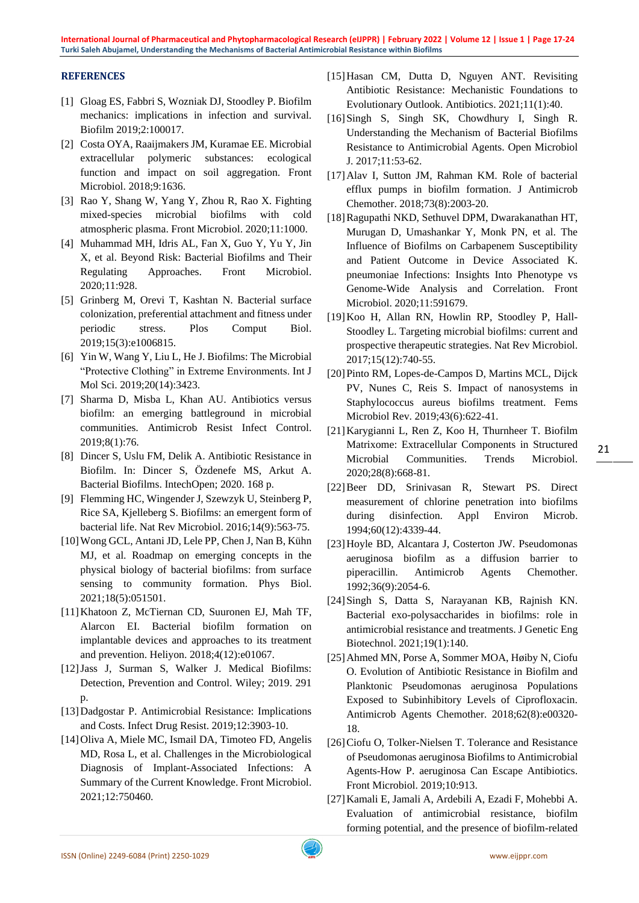## REFERENCES

[1] Gloag ES, Fabbri S, Wozniak DJ, Stoodley P. Biofilm mechanics: implications in infection and survival. Biofilm 2019;2:100017.

[2] Costa OYA, Raaijmakers JM, Kuramae EE. Microbial extracellular polymeric substances: ecological function and impact on soil aggregation. Front Microbiol. 2018;9:1636.

[3] Rao Y, Shang W, Yang Y, Zhou R, Rao X. Fighting mixed-species microbial biofilms with cold atmospheric plasma. Front Microbiol. 2020;11:1000.

[4] Muhammad MH, Idris AL, Fan X, Guo Y, Yu Y, Jin X, et al. Beyond Risk: Bacterial Biofilms and Their Regulating Approaches. Front Microbiol. 2020;11:928.

[5] Grinberg M, Orevi T, Kashtan N. Bacterial surface colonization, preferential attachment and fitness under periodic stress. Plos Comput Biol. 2019;15(3):e1006815.

[6] Yin W, Wang Y, Liu L, He J. Biofilms: The Microbial "Protective Clothing" in Extreme Environments. Int J Mol Sci. 2019;20(14):3423.

[7] Sharma D, Misba L, Khan AU. Antibiotics versus biofilm: an emerging battleground in microbial communities. Antimicrob Resist Infect Control. 2019;8(1):76.

[8] Dincer S, Uslu FM, Delik A. Antibiotic Resistance in Biofilm. In: Dincer S, Özdenefe MS, Arkut A. Bacterial Biofilms. IntechOpen; 2020. 168 p.

[9] Flemming HC, Wingender J, Szewzyk U, Steinberg P, Rice SA, Kjelleberg S. Biofilms: an emergent form of bacterial life. Nat Rev Microbiol. 2016;14(9):563-75.

[10] Wong GCL, Antani JD, Lele PP, Chen J, Nan B, Kühn MJ, et al. Roadmap on emerging concepts in the physical biology of bacterial biofilms: from surface sensing to community formation. Phys Biol. 2021;18(5):051501.

[11] Khatoon Z, McTiernan CD, Suuronen EJ, Mah TF, Alarcon EI. Bacterial biofilm formation on implantable devices and approaches to its treatment and prevention. Heliyon. 2018;4(12):e01067.

[12] Jass J, Surman S, Walker J. Medical Biofilms: Detection, Prevention and Control. Wiley; 2019. 291 p.

[13] Dadgostar P. Antimicrobial Resistance: Implications and Costs. Infect Drug Resist. 2019;12:3903-10.

[14] Oliva A, Miele MC, Ismail DA, Timoteo FD, Angelis MD, Rosa L, et al. Challenges in the Microbiological Diagnosis of Implant-Associated Infections: A Summary of the Current Knowledge. Front Microbiol. 2021;12:750460.

[15] Hasan CM, Dutta D, Nguyen ANT. Revisiting Antibiotic Resistance: Mechanistic Foundations to Evolutionary Outlook. Antibiotics. 2021;11(1):40.

[16] Singh S, Singh SK, Chowdhury I, Singh R. Understanding the Mechanism of Bacterial Biofilms Resistance to Antimicrobial Agents. Open Microbiol J. 2017;11:53-62.

[17] Alav I, Sutton JM, Rahman KM. Role of bacterial efflux pumps in biofilm formation. J Antimicrob Chemother. 2018;73(8):2003-20.

[18] Ragupathi NKD, Sethuvel DPM, Dwarakanathan HT, Murugan D, Umashankar Y, Monk PN, et al. The Influence of Biofilms on Carbapenem Susceptibility and Patient Outcome in Device Associated K. pneumoniae Infections: Insights Into Phenotype vs Genome-Wide Analysis and Correlation. Front Microbiol. 2020;11:591679.

[19] Koo H, Allan RN, Howlin RP, Stoodley P, Hall-Stoodley L. Targeting microbial biofilms: current and prospective therapeutic strategies. Nat Rev Microbiol. 2017;15(12):740-55.

[20] Pinto RM, Lopes-de-Campos D, Martins MCL, Dijck PV, Nunes C, Reis S. Impact of nanosystems in Staphylococcus aureus biofilms treatment. Fems Microbiol Rev. 2019;43(6):622-41.

[21] Karygianni L, Ren Z, Koo H, Thurnheer T. Biofilm Matrixome: Extracellular Components in Structured Microbial Communities. Trends Microbiol. 2020;28(8):668-81.

[22] Beer DD, Srinivasan R, Stewart PS. Direct measurement of chlorine penetration into biofilms during disinfection. Appl Environ Microb. 1994;60(12):4339-44.

[23] Hoyle BD, Alcantara J, Costerton JW. Pseudomonas aeruginosa biofilm as a diffusion barrier to piperacillin. Antimicrob Agents Chemother. 1992;36(9):2054-6.

[24] Singh S, Datta S, Narayanan KB, Rajnish KN. Bacterial exo-polysaccharides in biofilms: role in antimicrobial resistance and treatments. J Genetic Eng Biotechnol. 2021;19(1):140.

[25] Ahmed MN, Porse A, Sommer MOA, Høiby N, Ciofu O. Evolution of Antibiotic Resistance in Biofilm and Planktonic Pseudomonas aeruginosa Populations Exposed to Subinhibitory Levels of Ciprofloxacin. Antimicrob Agents Chemother. 2018;62(8):e00320-18.

[26] Ciofu O, Tolker-Nielsen T. Tolerance and Resistance of Pseudomonas aeruginosa Biofilms to Antimicrobial Agents-How P. aeruginosa Can Escape Antibiotics. Front Microbiol. 2019;10:913.

[27] Kamali E, Jamali A, Ardebili A, Ezadi F, Mohebbi A. Evaluation of antimicrobial resistance, biofilm forming potential, and the presence of biofilm-related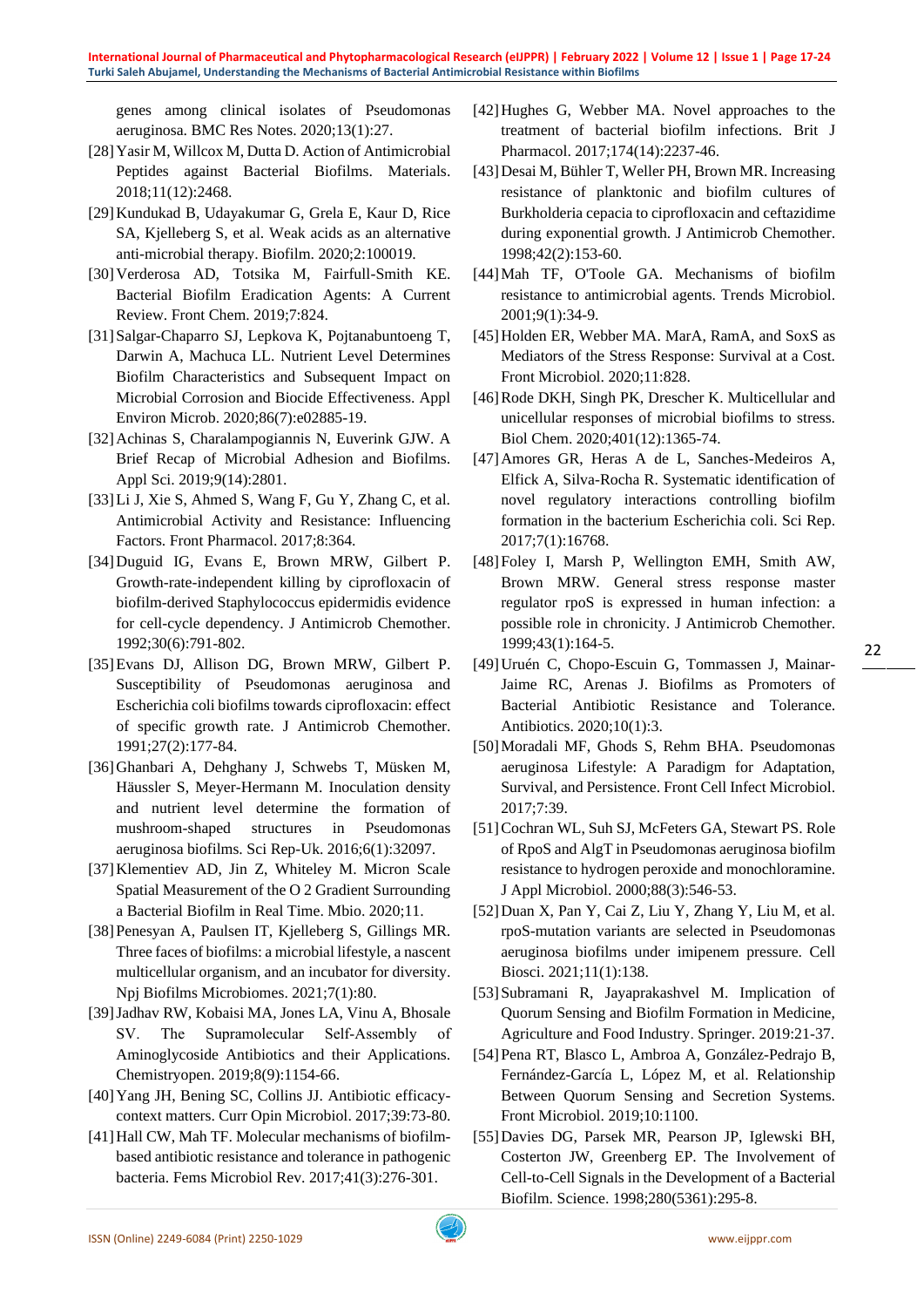genes among clinical isolates of Pseudomonas aeruginosa. BMC Res Notes. 2020;13(1):27.

[28] Yasir M, Willcox M, Dutta D. Action of Antimicrobial Peptides against Bacterial Biofilms. Materials. 2018;11(12):2468.

[29] Kundukad B, Udayakumar G, Grela E, Kaur D, Rice SA, Kjelleberg S, et al. Weak acids as an alternative anti-microbial therapy. Biofilm. 2020;2:100019.

[30] Verderosa AD, Totsika M, Fairfull-Smith KE. Bacterial Biofilm Eradication Agents: A Current Review. Front Chem. 2019;7:824.

[31] Salgar-Chaparro SJ, Lepkova K, Pojtanabuntoeng T, Darwin A, Machuca LL. Nutrient Level Determines Biofilm Characteristics and Subsequent Impact on Microbial Corrosion and Biocide Effectiveness. Appl Environ Microb. 2020;86(7):e02885-19.

[32] Achinas S, Charalampogiannis N, Euverink GJW. A Brief Recap of Microbial Adhesion and Biofilms. Appl Sci. 2019;9(14):2801.

[33] Li J, Xie S, Ahmed S, Wang F, Gu Y, Zhang C, et al. Antimicrobial Activity and Resistance: Influencing Factors. Front Pharmacol. 2017;8:364.

[34] Duguid IG, Evans E, Brown MRW, Gilbert P. Growth-rate-independent killing by ciprofloxacin of biofilm-derived Staphylococcus epidermidis evidence for cell-cycle dependency. J Antimicrob Chemother. 1992;30(6):791-802.

[35] Evans DJ, Allison DG, Brown MRW, Gilbert P. Susceptibility of Pseudomonas aeruginosa and Escherichia coli biofilms towards ciprofloxacin: effect of specific growth rate. J Antimicrob Chemother. 1991;27(2):177-84.

[36] Ghanbari A, Dehghany J, Schwebs T, Müsken M, Häussler S, Meyer-Hermann M. Inoculation density and nutrient level determine the formation of mushroom-shaped structures in Pseudomonas aeruginosa biofilms. Sci Rep-Uk. 2016;6(1):32097.

[37] Klementiev AD, Jin Z, Whiteley M. Micron Scale Spatial Measurement of the O 2 Gradient Surrounding a Bacterial Biofilm in Real Time. Mbio. 2020;11.

[38] Penesyan A, Paulsen IT, Kjelleberg S, Gillings MR. Three faces of biofilms: a microbial lifestyle, a nascent multicellular organism, and an incubator for diversity. Npj Biofilms Microbiomes. 2021;7(1):80.

[39] Jadhav RW, Kobaisi MA, Jones LA, Vinu A, Bhosale SV. The Supramolecular Self-Assembly of Aminoglycoside Antibiotics and their Applications. Chemistryopen. 2019;8(9):1154-66.

[40] Yang JH, Bening SC, Collins JJ. Antibiotic efficacy-context matters. Curr Opin Microbiol. 2017;39:73-80.

[41] Hall CW, Mah TF. Molecular mechanisms of biofilm-based antibiotic resistance and tolerance in pathogenic bacteria. Fems Microbiol Rev. 2017;41(3):276-301.

[42] Hughes G, Webber MA. Novel approaches to the treatment of bacterial biofilm infections. Brit J Pharmacol. 2017;174(14):2237-46.

[43] Desai M, Bühler T, Weller PH, Brown MR. Increasing resistance of planktonic and biofilm cultures of Burkholderia cepacia to ciprofloxacin and ceftazidime during exponential growth. J Antimicrob Chemother. 1998;42(2):153-60.

[44] Mah TF, O'Toole GA. Mechanisms of biofilm resistance to antimicrobial agents. Trends Microbiol. 2001;9(1):34-9.

[45] Holden ER, Webber MA. MarA, RamA, and SoxS as Mediators of the Stress Response: Survival at a Cost. Front Microbiol. 2020;11:828.

[46] Rode DKH, Singh PK, Drescher K. Multicellular and unicellular responses of microbial biofilms to stress. Biol Chem. 2020;401(12):1365-74.

[47] Amores GR, Heras A de L, Sanches-Medeiros A, Elfick A, Silva-Rocha R. Systematic identification of novel regulatory interactions controlling biofilm formation in the bacterium Escherichia coli. Sci Rep. 2017;7(1):16768.

[48] Foley I, Marsh P, Wellington EMH, Smith AW, Brown MRW. General stress response master regulator rpoS is expressed in human infection: a possible role in chronicity. J Antimicrob Chemother. 1999;43(1):164-5.

[49] Uruén C, Chopo-Escuin G, Tommassen J, Mainar-Jaime RC, Arenas J. Biofilms as Promoters of Bacterial Antibiotic Resistance and Tolerance. Antibiotics. 2020;10(1):3.

[50] Moradali MF, Ghods S, Rehm BHA. Pseudomonas aeruginosa Lifestyle: A Paradigm for Adaptation, Survival, and Persistence. Front Cell Infect Microbiol. 2017;7:39.

[51] Cochran WL, Suh SJ, McFeters GA, Stewart PS. Role of RpoS and AlgT in Pseudomonas aeruginosa biofilm resistance to hydrogen peroxide and monochloramine. J Appl Microbiol. 2000;88(3):546-53.

[52] Duan X, Pan Y, Cai Z, Liu Y, Zhang Y, Liu M, et al. rpoS-mutation variants are selected in Pseudomonas aeruginosa biofilms under imipenem pressure. Cell Biosci. 2021;11(1):138.

[53] Subramani R, Jayaprakashvel M. Implication of Quorum Sensing and Biofilm Formation in Medicine, Agriculture and Food Industry. Springer. 2019:21-37.

[54] Pena RT, Blasco L, Ambroa A, González-Pedrajo B, Fernández-García L, López M, et al. Relationship Between Quorum Sensing and Secretion Systems. Front Microbiol. 2019;10:1100.

[55] Davies DG, Parsek MR, Pearson JP, Iglewski BH, Costerton JW, Greenberg EP. The Involvement of Cell-to-Cell Signals in the Development of a Bacterial Biofilm. Science. 1998;280(5361):295-8.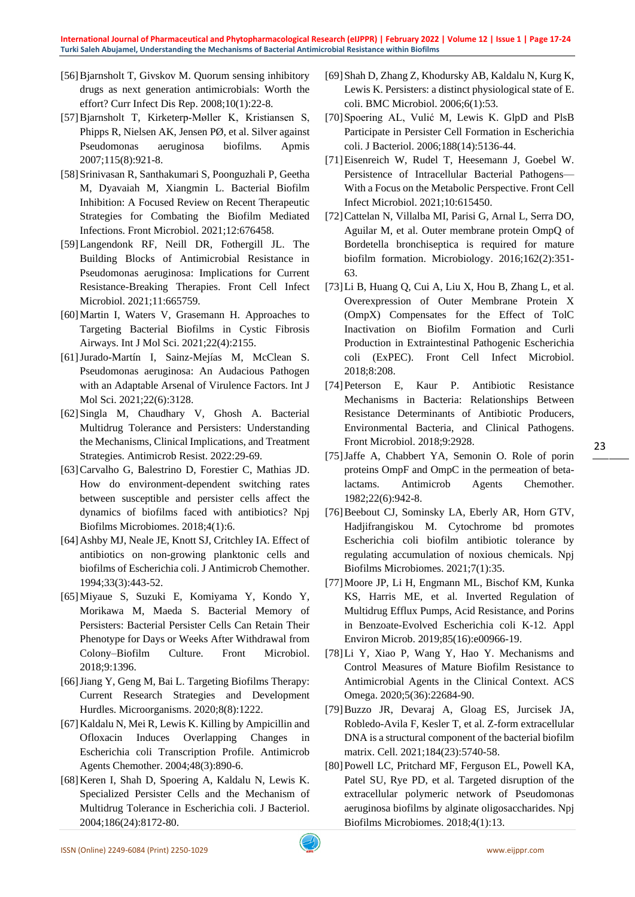[56] Bjarnsholt T, Givskov M. Quorum sensing inhibitory drugs as next generation antimicrobials: Worth the effort? Curr Infect Dis Rep. 2008;10(1):22-8.

[57] Bjarnsholt T, Kirketerp-Møller K, Kristiansen S, Phipps R, Nielsen AK, Jensen PØ, et al. Silver against Pseudomonas aeruginosa biofilms. Apmis 2007;115(8):921-8.

[58] Srinivasan R, Santhakumari S, Poonguzhali P, Geetha M, Dyavaiah M, Xiangmin L. Bacterial Biofilm Inhibition: A Focused Review on Recent Therapeutic Strategies for Combating the Biofilm Mediated Infections. Front Microbiol. 2021;12:676458.

[59] Langendonk RF, Neill DR, Fothergill JL. The Building Blocks of Antimicrobial Resistance in Pseudomonas aeruginosa: Implications for Current Resistance-Breaking Therapies. Front Cell Infect Microbiol. 2021;11:665759.

[60] Martin I, Waters V, Grasemann H. Approaches to Targeting Bacterial Biofilms in Cystic Fibrosis Airways. Int J Mol Sci. 2021;22(4):2155.

[61] Jurado-Martín I, Sainz-Mejías M, McClean S. Pseudomonas aeruginosa: An Audacious Pathogen with an Adaptable Arsenal of Virulence Factors. Int J Mol Sci. 2021;22(6):3128.

[62] Singla M, Chaudhary V, Ghosh A. Bacterial Multidrug Tolerance and Persisters: Understanding the Mechanisms, Clinical Implications, and Treatment Strategies. Antimicrob Resist. 2022:29-69.

[63] Carvalho G, Balestrino D, Forestier C, Mathias JD. How do environment-dependent switching rates between susceptible and persister cells affect the dynamics of biofilms faced with antibiotics? Npj Biofilms Microbiomes. 2018;4(1):6.

[64] Ashby MJ, Neale JE, Knott SJ, Critchley IA. Effect of antibiotics on non-growing planktonic cells and biofilms of Escherichia coli. J Antimicrob Chemother. 1994;33(3):443-52.

[65] Miyaue S, Suzuki E, Komiyama Y, Kondo Y, Morikawa M, Maeda S. Bacterial Memory of Persisters: Bacterial Persister Cells Can Retain Their Phenotype for Days or Weeks After Withdrawal from Colony–Biofilm Culture. Front Microbiol. 2018;9:1396.

[66] Jiang Y, Geng M, Bai L. Targeting Biofilms Therapy: Current Research Strategies and Development Hurdles. Microorganisms. 2020;8(8):1222.

[67] Kaldalu N, Mei R, Lewis K. Killing by Ampicillin and Ofloxacin Induces Overlapping Changes in Escherichia coli Transcription Profile. Antimicrob Agents Chemother. 2004;48(3):890-6.

[68] Keren I, Shah D, Spoering A, Kaldalu N, Lewis K. Specialized Persister Cells and the Mechanism of Multidrug Tolerance in Escherichia coli. J Bacteriol. 2004;186(24):8172-80.

[69] Shah D, Zhang Z, Khodursky AB, Kaldalu N, Kurg K, Lewis K. Persisters: a distinct physiological state of E. coli. BMC Microbiol. 2006;6(1):53.

[70] Spoering AL, Vulić M, Lewis K. GlpD and PlsB Participate in Persister Cell Formation in Escherichia coli. J Bacteriol. 2006;188(14):5136-44.

[71] Eisenreich W, Rudel T, Heesemann J, Goebel W. Persistence of Intracellular Bacterial Pathogens—With a Focus on the Metabolic Perspective. Front Cell Infect Microbiol. 2021;10:615450.

[72] Cattelan N, Villalba MI, Parisi G, Arnal L, Serra DO, Aguilar M, et al. Outer membrane protein OmpQ of Bordetella bronchiseptica is required for mature biofilm formation. Microbiology. 2016;162(2):351-63.

[73] Li B, Huang Q, Cui A, Liu X, Hou B, Zhang L, et al. Overexpression of Outer Membrane Protein X (OmpX) Compensates for the Effect of TolC Inactivation on Biofilm Formation and Curli Production in Extraintestinal Pathogenic Escherichia coli (ExPEC). Front Cell Infect Microbiol. 2018;8:208.

[74] Peterson E, Kaur P. Antibiotic Resistance Mechanisms in Bacteria: Relationships Between Resistance Determinants of Antibiotic Producers, Environmental Bacteria, and Clinical Pathogens. Front Microbiol. 2018;9:2928.

[75] Jaffe A, Chabbert YA, Semonin O. Role of porin proteins OmpF and OmpC in the permeation of beta-lactams. Antimicrob Agents Chemother. 1982;22(6):942-8.

[76] Beebout CJ, Sominsky LA, Eberly AR, Horn GTV, Hadjifrangiskou M. Cytochrome bd promotes Escherichia coli biofilm antibiotic tolerance by regulating accumulation of noxious chemicals. Npj Biofilms Microbiomes. 2021;7(1):35.

[77] Moore JP, Li H, Engmann ML, Bischof KM, Kunka KS, Harris ME, et al. Inverted Regulation of Multidrug Efflux Pumps, Acid Resistance, and Porins in Benzoate-Evolved Escherichia coli K-12. Appl Environ Microb. 2019;85(16):e00966-19.

[78] Li Y, Xiao P, Wang Y, Hao Y. Mechanisms and Control Measures of Mature Biofilm Resistance to Antimicrobial Agents in the Clinical Context. ACS Omega. 2020;5(36):22684-90.

[79] Buzzo JR, Devaraj A, Gloag ES, Jurcisek JA, Robledo-Avila F, Kesler T, et al. Z-form extracellular DNA is a structural component of the bacterial biofilm matrix. Cell. 2021;184(23):5740-58.

[80] Powell LC, Pritchard MF, Ferguson EL, Powell KA, Patel SU, Rye PD, et al. Targeted disruption of the extracellular polymeric network of Pseudomonas aeruginosa biofilms by alginate oligosaccharides. Npj Biofilms Microbiomes. 2018;4(1):13.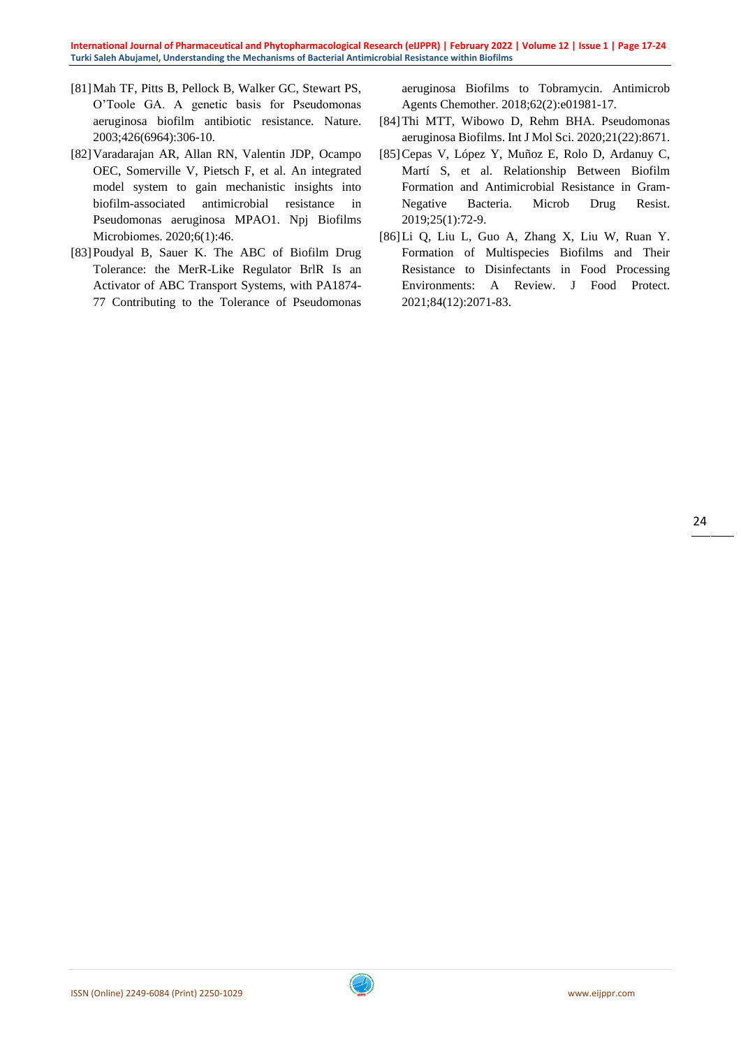[81] Mah TF, Pitts B, Pellock B, Walker GC, Stewart PS, O'Toole GA. A genetic basis for Pseudomonas aeruginosa biofilm antibiotic resistance. Nature. 2003;426(6964):306-10.

[82] Varadarajan AR, Allan RN, Valentin JDP, Ocampo OEC, Somerville V, Pietsch F, et al. An integrated model system to gain mechanistic insights into biofilm-associated antimicrobial resistance in Pseudomonas aeruginosa MPAO1. Npj Biofilms Microbiomes. 2020;6(1):46.

[83] Poudyal B, Sauer K. The ABC of Biofilm Drug Tolerance: the MerR-Like Regulator BrlR Is an Activator of ABC Transport Systems, with PA1874-77 Contributing to the Tolerance of Pseudomonas aeruginosa Biofilms to Tobramycin. Antimicrob Agents Chemother. 2018;62(2):e01981-17.

[84] Thi MTT, Wibowo D, Rehm BHA. Pseudomonas aeruginosa Biofilms. Int J Mol Sci. 2020;21(22):8671.

[85] Cepas V, López Y, Muñoz E, Rolo D, Ardanuy C, Martí S, et al. Relationship Between Biofilm Formation and Antimicrobial Resistance in Gram-Negative Bacteria. Microb Drug Resist. 2019;25(1):72-9.

[86] Li Q, Liu L, Guo A, Zhang X, Liu W, Ruan Y. Formation of Multispecies Biofilms and Their Resistance to Disinfectants in Food Processing Environments: A Review. J Food Protect. 2021;84(12):2071-83.